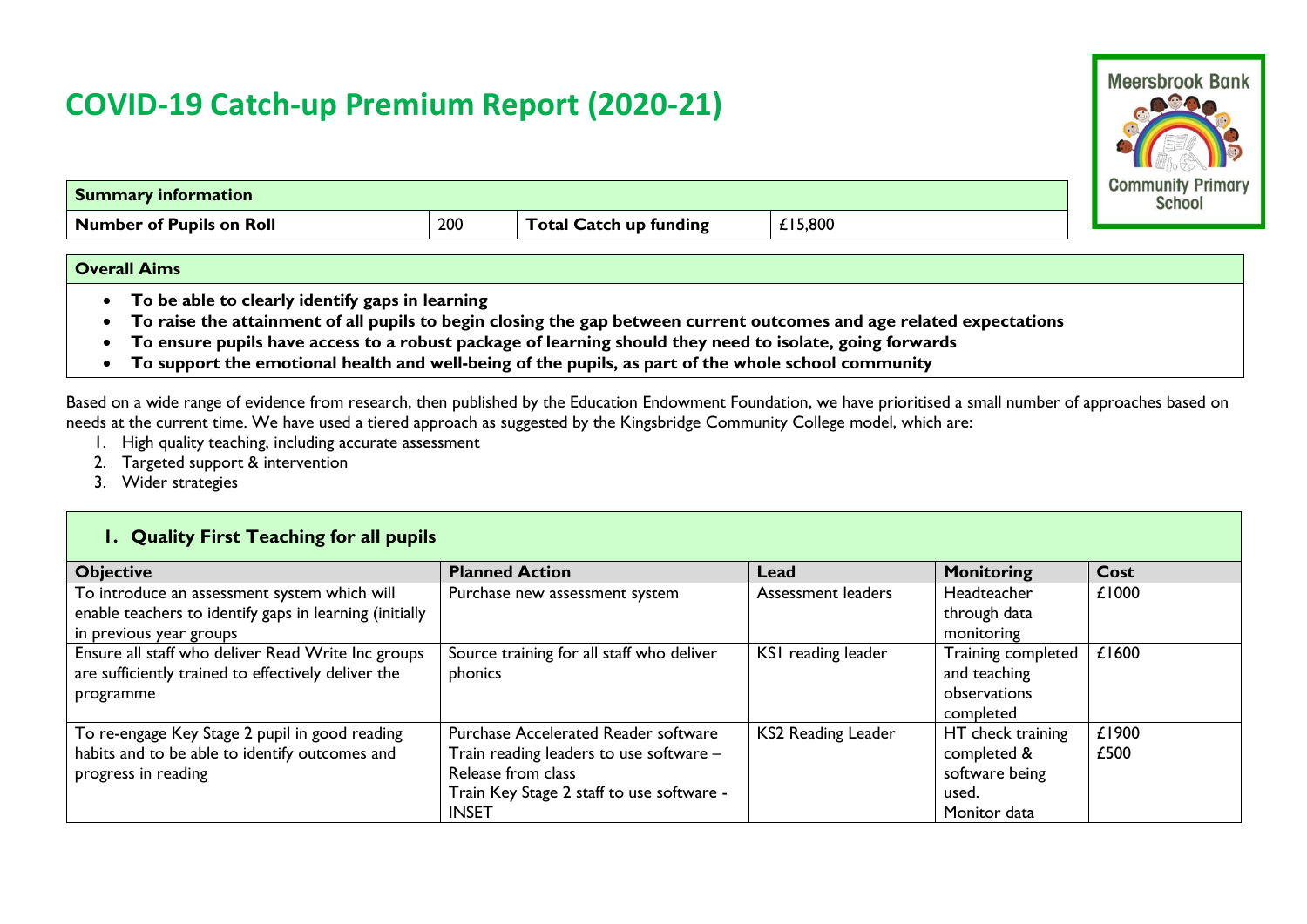# COVID-19 Catch-up Premium Report (2020-21)

| Summary information | | | |
|---|---|---|---|
| **Number of Pupils on Roll** | 200 | **Total Catch up funding** | £15,800 |

**Overall Aims**

- **To be able to clearly identify gaps in learning**
- **To raise the attainment of all pupils to begin closing the gap between current outcomes and age related expectations**
- **To ensure pupils have access to a robust package of learning should they need to isolate, going forwards**
- **To support the emotional health and well-being of the pupils, as part of the whole school community**

Based on a wide range of evidence from research, then published by the Education Endowment Foundation, we have prioritised a small number of approaches based on needs at the current time. We have used a tiered approach as suggested by the Kingsbridge Community College model, which are:

1. High quality teaching, including accurate assessment
2. Targeted support & intervention
3. Wider strategies

## 1. Quality First Teaching for all pupils

| Objective | Planned Action | Lead | Monitoring | Cost |
|---|---|---|---|---|
| To introduce an assessment system which will enable teachers to identify gaps in learning (initially in previous year groups | Purchase new assessment system | Assessment leaders | Headteacher through data monitoring | £1000 |
| Ensure all staff who deliver Read Write Inc groups are sufficiently trained to effectively deliver the programme | Source training for all staff who deliver phonics | KS1 reading leader | Training completed and teaching observations completed | £1600 |
| To re-engage Key Stage 2 pupil in good reading habits and to be able to identify outcomes and progress in reading | Purchase Accelerated Reader software<br>Train reading leaders to use software – Release from class<br>Train Key Stage 2 staff to use software - INSET | KS2 Reading Leader | HT check training completed & software being used.<br>Monitor data | £1900<br>£500 |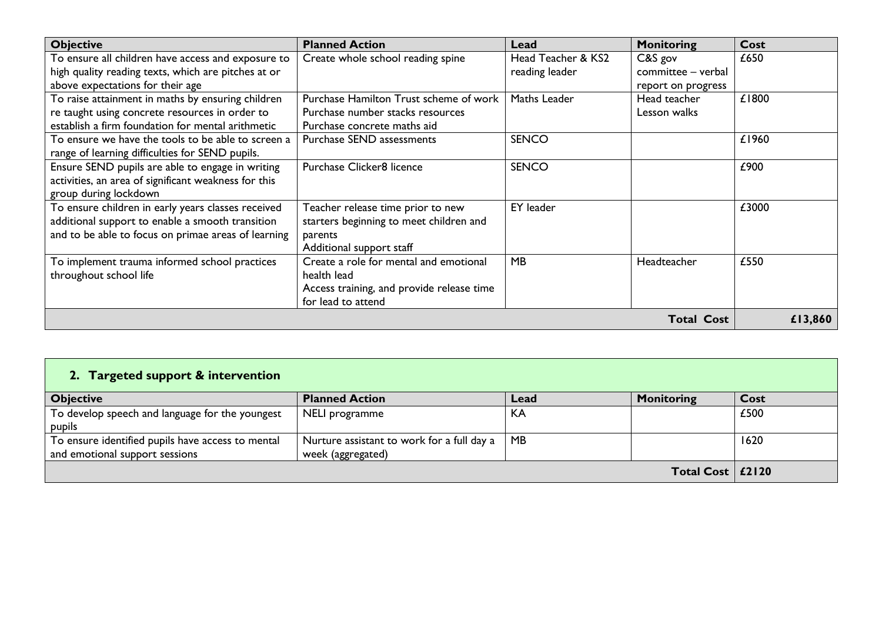| Objective | Planned Action | Lead | Monitoring | Cost |
|---|---|---|---|---|
| To ensure all children have access and exposure to high quality reading texts, which are pitches at or above expectations for their age | Create whole school reading spine | Head Teacher & KS2 reading leader | C&S gov committee – verbal report on progress | £650 |
| To raise attainment in maths by ensuring children re taught using concrete resources in order to establish a firm foundation for mental arithmetic | Purchase Hamilton Trust scheme of work<br>Purchase number stacks resources<br>Purchase concrete maths aid | Maths Leader | Head teacher<br>Lesson walks | £1800 |
| To ensure we have the tools to be able to screen a range of learning difficulties for SEND pupils. | Purchase SEND assessments | SENCO | | £1960 |
| Ensure SEND pupils are able to engage in writing activities, an area of significant weakness for this group during lockdown | Purchase Clicker8 licence | SENCO | | £900 |
| To ensure children in early years classes received additional support to enable a smooth transition and to be able to focus on primae areas of learning | Teacher release time prior to new starters beginning to meet children and parents<br>Additional support staff | EY leader | | £3000 |
| To implement trauma informed school practices throughout school life | Create a role for mental and emotional health lead<br>Access training, and provide release time for lead to attend | MB | Headteacher | £550 |
| | | | **Total Cost** | **£13,860** |

## 2. Targeted support & intervention

| Objective | Planned Action | Lead | Monitoring | Cost |
|---|---|---|---|---|
| To develop speech and language for the youngest pupils | NELI programme | KA | | £500 |
| To ensure identified pupils have access to mental and emotional support sessions | Nurture assistant to work for a full day a week (aggregated) | MB | | 1620 |
| | | | **Total Cost** | **£2120** |